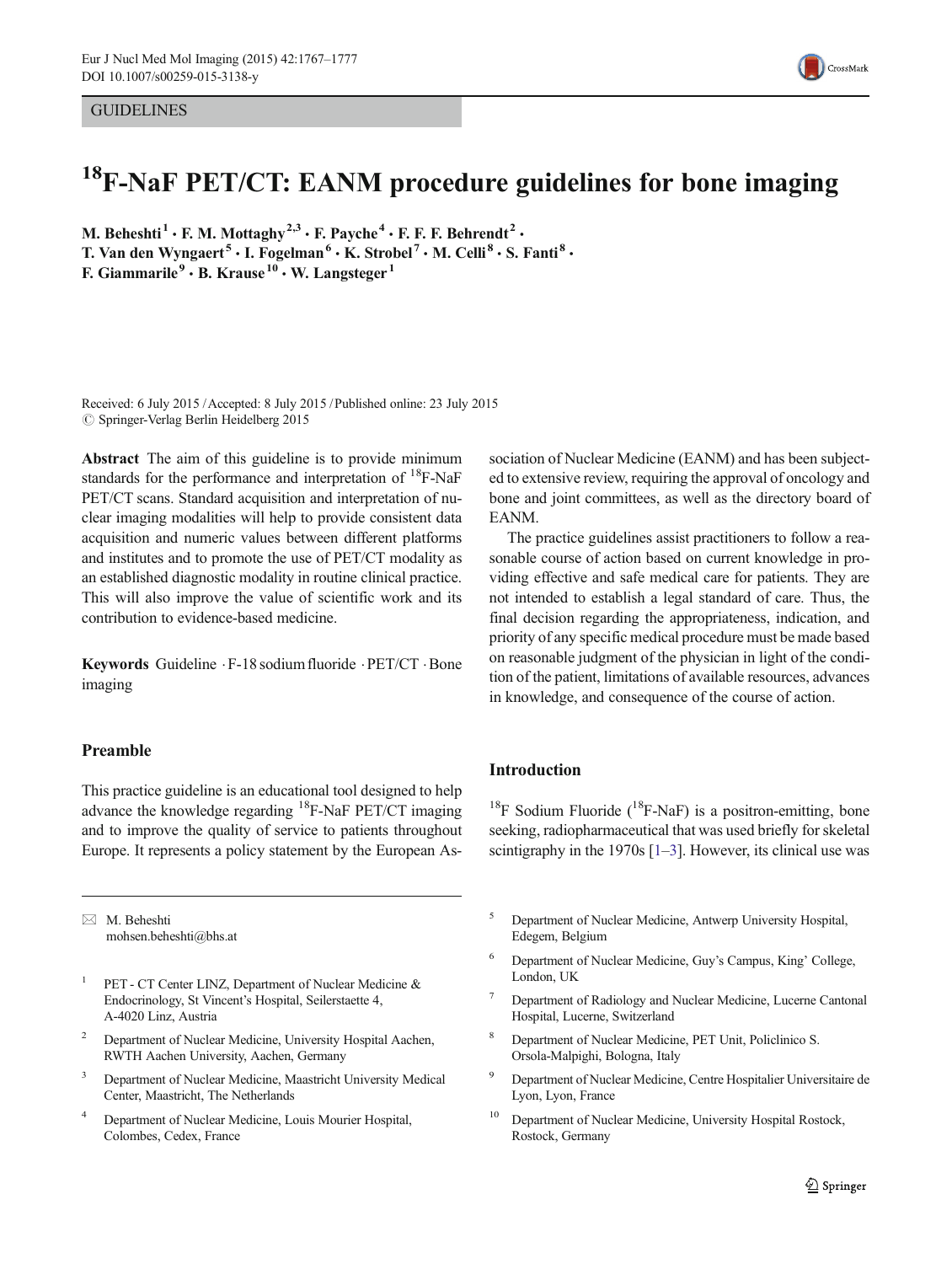GUIDELINES

# $^{18}$F-NaF PET/CT: EANM procedure guidelines for bone imaging

M. Beheshti [1] · F. M. Mottaghy [2,3] · F. Payche [4] · F. F. F. Behrendt [2] · T. Van den Wyngaert [5] · I. Fogelman [6] · K. Strobel [7] · M. Celli [8] · S. Fanti [8] · F. Giammarile [9] · B. Krause [10] · W. Langsteger [1]

Received: 6 July 2015 / Accepted: 8 July 2015 / Published online: 23 July 2015
© Springer-Verlag Berlin Heidelberg 2015

**Abstract** The aim of this guideline is to provide minimum standards for the performance and interpretation of $^{18}$F-NaF PET/CT scans. Standard acquisition and interpretation of nuclear imaging modalities will help to provide consistent data acquisition and numeric values between different platforms and institutes and to promote the use of PET/CT modality as an established diagnostic modality in routine clinical practice. This will also improve the value of scientific work and its contribution to evidence-based medicine.

**Keywords** Guideline · F-18 sodium fluoride · PET/CT · Bone imaging

## Preamble

This practice guideline is an educational tool designed to help advance the knowledge regarding $^{18}$F-NaF PET/CT imaging and to improve the quality of service to patients throughout Europe. It represents a policy statement by the European Association of Nuclear Medicine (EANM) and has been subjected to extensive review, requiring the approval of oncology and bone and joint committees, as well as the directory board of EANM.

The practice guidelines assist practitioners to follow a reasonable course of action based on current knowledge in providing effective and safe medical care for patients. They are not intended to establish a legal standard of care. Thus, the final decision regarding the appropriateness, indication, and priority of any specific medical procedure must be made based on reasonable judgment of the physician in light of the condition of the patient, limitations of available resources, advances in knowledge, and consequence of the course of action.

## Introduction

$^{18}$F Sodium Fluoride ($^{18}$F-NaF) is a positron-emitting, bone seeking, radiopharmaceutical that was used briefly for skeletal scintigraphy in the 1970s [1–3]. However, its clinical use was

---

✉ M. Beheshti
mohsen.beheshti@bhs.at

1. PET - CT Center LINZ, Department of Nuclear Medicine & Endocrinology, St Vincent's Hospital, Seilerstaette 4, A-4020 Linz, Austria
2. Department of Nuclear Medicine, University Hospital Aachen, RWTH Aachen University, Aachen, Germany
3. Department of Nuclear Medicine, Maastricht University Medical Center, Maastricht, The Netherlands
4. Department of Nuclear Medicine, Louis Mourier Hospital, Colombes, Cedex, France
5. Department of Nuclear Medicine, Antwerp University Hospital, Edegem, Belgium
6. Department of Nuclear Medicine, Guy's Campus, King' College, London, UK
7. Department of Radiology and Nuclear Medicine, Lucerne Cantonal Hospital, Lucerne, Switzerland
8. Department of Nuclear Medicine, PET Unit, Policlinico S. Orsola-Malpighi, Bologna, Italy
9. Department of Nuclear Medicine, Centre Hospitalier Universitaire de Lyon, Lyon, France
10. Department of Nuclear Medicine, University Hospital Rostock, Rostock, Germany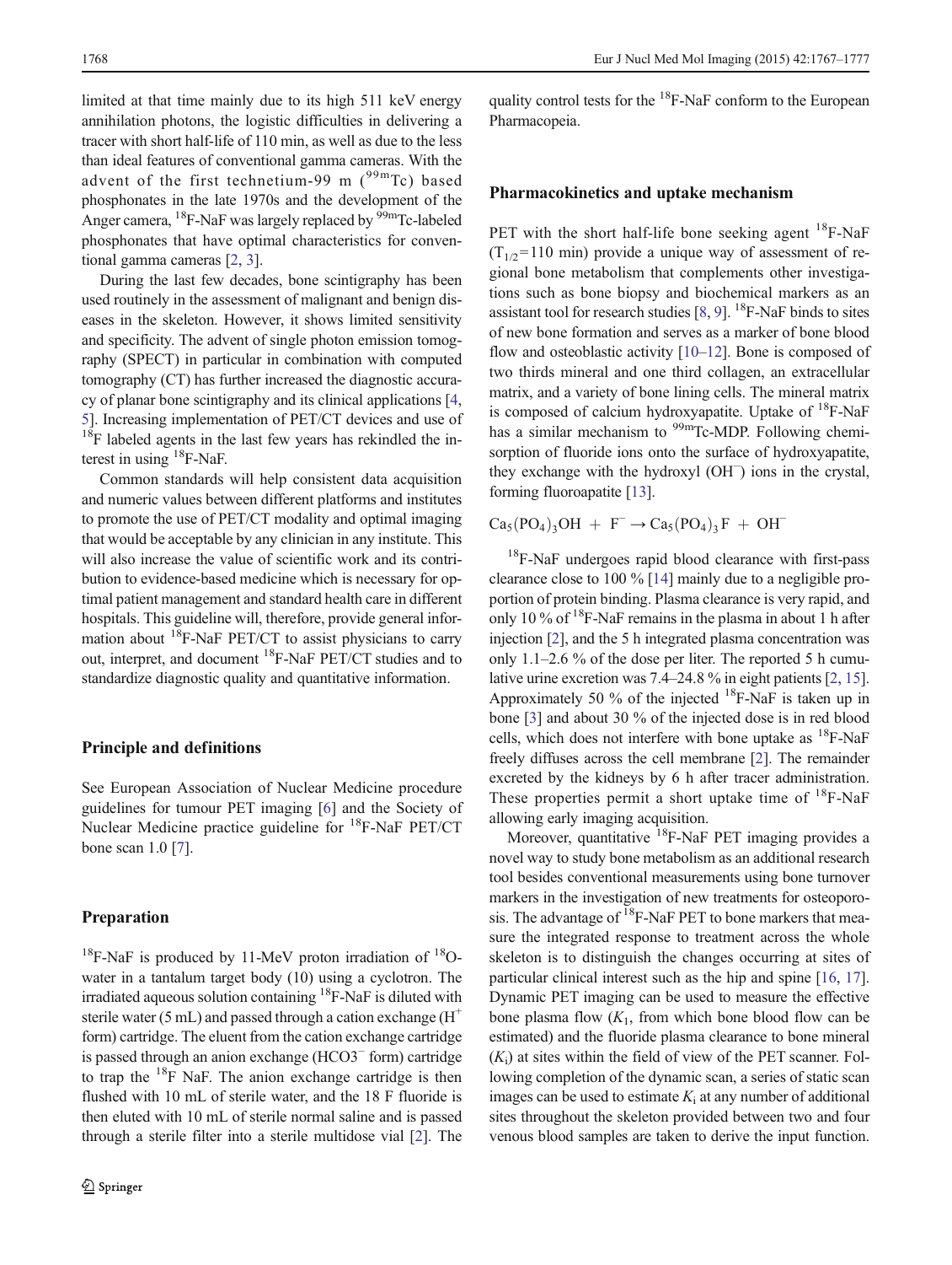limited at that time mainly due to its high 511 keV energy annihilation photons, the logistic difficulties in delivering a tracer with short half-life of 110 min, as well as due to the less than ideal features of conventional gamma cameras. With the advent of the first technetium-99 m ($^{99m}$Tc) based phosphonates in the late 1970s and the development of the Anger camera, $^{18}$F-NaF was largely replaced by $^{99m}$Tc-labeled phosphonates that have optimal characteristics for conventional gamma cameras [2, 3].

During the last few decades, bone scintigraphy has been used routinely in the assessment of malignant and benign diseases in the skeleton. However, it shows limited sensitivity and specificity. The advent of single photon emission tomography (SPECT) in particular in combination with computed tomography (CT) has further increased the diagnostic accuracy of planar bone scintigraphy and its clinical applications [4, 5]. Increasing implementation of PET/CT devices and use of $^{18}$F labeled agents in the last few years has rekindled the interest in using $^{18}$F-NaF.

Common standards will help consistent data acquisition and numeric values between different platforms and institutes to promote the use of PET/CT modality and optimal imaging that would be acceptable by any clinician in any institute. This will also increase the value of scientific work and its contribution to evidence-based medicine which is necessary for optimal patient management and standard health care in different hospitals. This guideline will, therefore, provide general information about $^{18}$F-NaF PET/CT to assist physicians to carry out, interpret, and document $^{18}$F-NaF PET/CT studies and to standardize diagnostic quality and quantitative information.

## Principle and definitions

See European Association of Nuclear Medicine procedure guidelines for tumour PET imaging [6] and the Society of Nuclear Medicine practice guideline for $^{18}$F-NaF PET/CT bone scan 1.0 [7].

## Preparation

$^{18}$F-NaF is produced by 11-MeV proton irradiation of $^{18}$O-water in a tantalum target body (10) using a cyclotron. The irradiated aqueous solution containing $^{18}$F-NaF is diluted with sterile water (5 mL) and passed through a cation exchange ($H^+$ form) cartridge. The eluent from the cation exchange cartridge is passed through an anion exchange ($HCO3^-$ form) cartridge to trap the $^{18}$F NaF. The anion exchange cartridge is then flushed with 10 mL of sterile water, and the 18 F fluoride is then eluted with 10 mL of sterile normal saline and is passed through a sterile filter into a sterile multidose vial [2]. The quality control tests for the $^{18}$F-NaF conform to the European Pharmacopeia.

## Pharmacokinetics and uptake mechanism

PET with the short half-life bone seeking agent $^{18}$F-NaF ($T_{1/2}$=110 min) provide a unique way of assessment of regional bone metabolism that complements other investigations such as bone biopsy and biochemical markers as an assistant tool for research studies [8, 9]. $^{18}$F-NaF binds to sites of new bone formation and serves as a marker of bone blood flow and osteoblastic activity [10–12]. Bone is composed of two thirds mineral and one third collagen, an extracellular matrix, and a variety of bone lining cells. The mineral matrix is composed of calcium hydroxyapatite. Uptake of $^{18}$F-NaF has a similar mechanism to $^{99m}$Tc-MDP. Following chemisorption of fluoride ions onto the surface of hydroxyapatite, they exchange with the hydroxyl ($OH^-$) ions in the crystal, forming fluoroapatite [13].

$$Ca_5(PO_4)_3OH + F^- \rightarrow Ca_5(PO_4)_3F + OH^-$$

$^{18}$F-NaF undergoes rapid blood clearance with first-pass clearance close to 100 % [14] mainly due to a negligible proportion of protein binding. Plasma clearance is very rapid, and only 10 % of $^{18}$F-NaF remains in the plasma in about 1 h after injection [2], and the 5 h integrated plasma concentration was only 1.1–2.6 % of the dose per liter. The reported 5 h cumulative urine excretion was 7.4–24.8 % in eight patients [2, 15]. Approximately 50 % of the injected $^{18}$F-NaF is taken up in bone [3] and about 30 % of the injected dose is in red blood cells, which does not interfere with bone uptake as $^{18}$F-NaF freely diffuses across the cell membrane [2]. The remainder excreted by the kidneys by 6 h after tracer administration. These properties permit a short uptake time of $^{18}$F-NaF allowing early imaging acquisition.

Moreover, quantitative $^{18}$F-NaF PET imaging provides a novel way to study bone metabolism as an additional research tool besides conventional measurements using bone turnover markers in the investigation of new treatments for osteoporosis. The advantage of $^{18}$F-NaF PET to bone markers that measure the integrated response to treatment across the whole skeleton is to distinguish the changes occurring at sites of particular clinical interest such as the hip and spine [16, 17]. Dynamic PET imaging can be used to measure the effective bone plasma flow ($K_1$, from which bone blood flow can be estimated) and the fluoride plasma clearance to bone mineral ($K_i$) at sites within the field of view of the PET scanner. Following completion of the dynamic scan, a series of static scan images can be used to estimate $K_i$ at any number of additional sites throughout the skeleton provided between two and four venous blood samples are taken to derive the input function.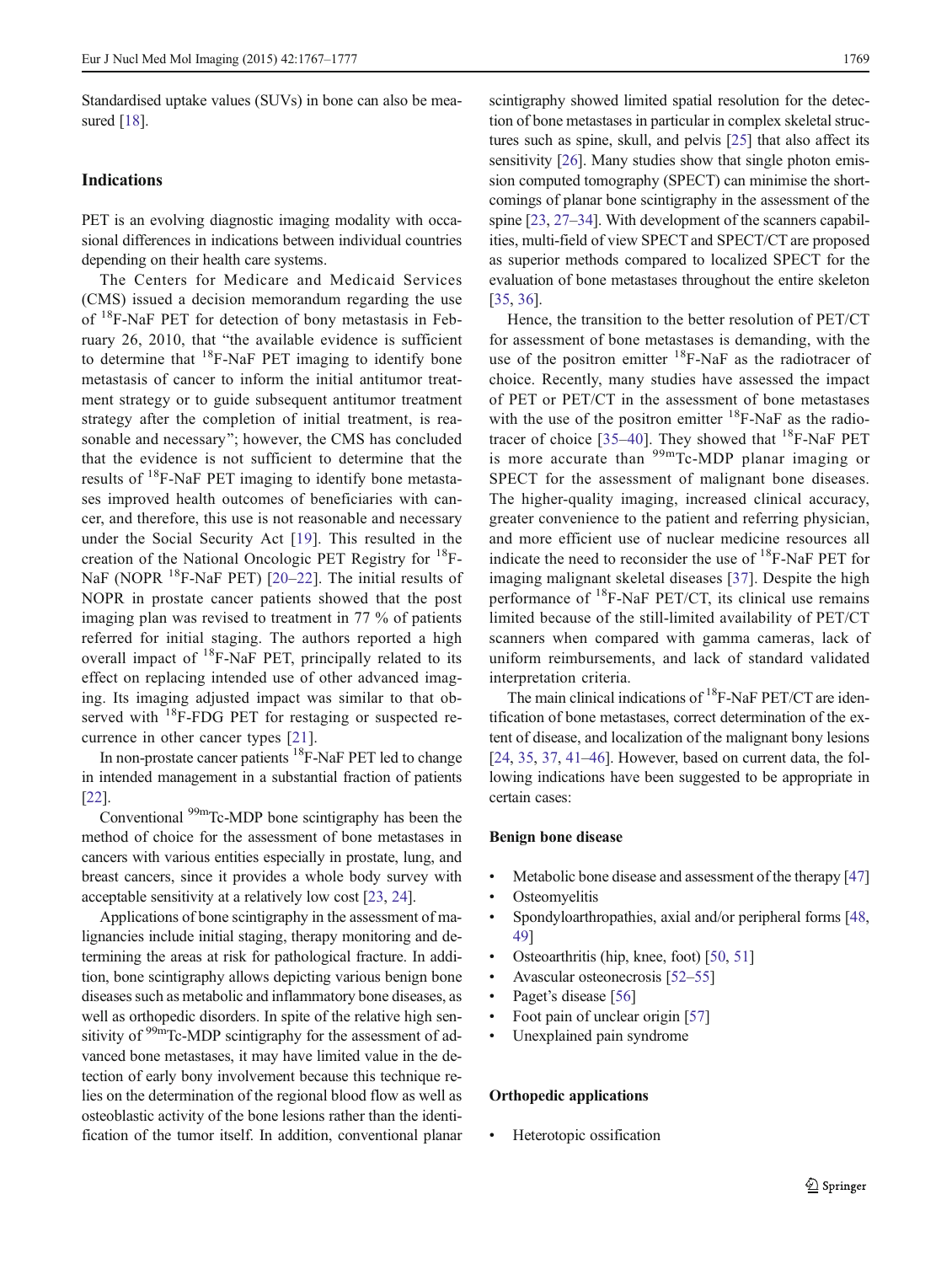Standardised uptake values (SUVs) in bone can also be measured [18].

## Indications

PET is an evolving diagnostic imaging modality with occasional differences in indications between individual countries depending on their health care systems.

The Centers for Medicare and Medicaid Services (CMS) issued a decision memorandum regarding the use of $^{18}$F-NaF PET for detection of bony metastasis in February 26, 2010, that "the available evidence is sufficient to determine that $^{18}$F-NaF PET imaging to identify bone metastasis of cancer to inform the initial antitumor treatment strategy or to guide subsequent antitumor treatment strategy after the completion of initial treatment, is reasonable and necessary"; however, the CMS has concluded that the evidence is not sufficient to determine that the results of $^{18}$F-NaF PET imaging to identify bone metastases improved health outcomes of beneficiaries with cancer, and therefore, this use is not reasonable and necessary under the Social Security Act [19]. This resulted in the creation of the National Oncologic PET Registry for $^{18}$F-NaF (NOPR $^{18}$F-NaF PET) [20–22]. The initial results of NOPR in prostate cancer patients showed that the post imaging plan was revised to treatment in 77 % of patients referred for initial staging. The authors reported a high overall impact of $^{18}$F-NaF PET, principally related to its effect on replacing intended use of other advanced imaging. Its imaging adjusted impact was similar to that observed with $^{18}$F-FDG PET for restaging or suspected recurrence in other cancer types [21].

In non-prostate cancer patients $^{18}$F-NaF PET led to change in intended management in a substantial fraction of patients [22].

Conventional $^{99m}$Tc-MDP bone scintigraphy has been the method of choice for the assessment of bone metastases in cancers with various entities especially in prostate, lung, and breast cancers, since it provides a whole body survey with acceptable sensitivity at a relatively low cost [23, 24].

Applications of bone scintigraphy in the assessment of malignancies include initial staging, therapy monitoring and determining the areas at risk for pathological fracture. In addition, bone scintigraphy allows depicting various benign bone diseases such as metabolic and inflammatory bone diseases, as well as orthopedic disorders. In spite of the relative high sensitivity of $^{99m}$Tc-MDP scintigraphy for the assessment of advanced bone metastases, it may have limited value in the detection of early bony involvement because this technique relies on the determination of the regional blood flow as well as osteoblastic activity of the bone lesions rather than the identification of the tumor itself. In addition, conventional planar scintigraphy showed limited spatial resolution for the detection of bone metastases in particular in complex skeletal structures such as spine, skull, and pelvis [25] that also affect its sensitivity [26]. Many studies show that single photon emission computed tomography (SPECT) can minimise the shortcomings of planar bone scintigraphy in the assessment of the spine [23, 27–34]. With development of the scanners capabilities, multi-field of view SPECT and SPECT/CT are proposed as superior methods compared to localized SPECT for the evaluation of bone metastases throughout the entire skeleton [35, 36].

Hence, the transition to the better resolution of PET/CT for assessment of bone metastases is demanding, with the use of the positron emitter $^{18}$F-NaF as the radiotracer of choice. Recently, many studies have assessed the impact of PET or PET/CT in the assessment of bone metastases with the use of the positron emitter $^{18}$F-NaF as the radiotracer of choice [35–40]. They showed that $^{18}$F-NaF PET is more accurate than $^{99m}$Tc-MDP planar imaging or SPECT for the assessment of malignant bone diseases. The higher-quality imaging, increased clinical accuracy, greater convenience to the patient and referring physician, and more efficient use of nuclear medicine resources all indicate the need to reconsider the use of $^{18}$F-NaF PET for imaging malignant skeletal diseases [37]. Despite the high performance of $^{18}$F-NaF PET/CT, its clinical use remains limited because of the still-limited availability of PET/CT scanners when compared with gamma cameras, lack of uniform reimbursements, and lack of standard validated interpretation criteria.

The main clinical indications of $^{18}$F-NaF PET/CT are identification of bone metastases, correct determination of the extent of disease, and localization of the malignant bony lesions [24, 35, 37, 41–46]. However, based on current data, the following indications have been suggested to be appropriate in certain cases:

### Benign bone disease

- Metabolic bone disease and assessment of the therapy [47]
- Osteomyelitis
- Spondyloarthropathies, axial and/or peripheral forms [48, 49]
- Osteoarthritis (hip, knee, foot) [50, 51]
- Avascular osteonecrosis [52–55]
- Paget's disease [56]
- Foot pain of unclear origin [57]
- Unexplained pain syndrome

### Orthopedic applications

- Heterotopic ossification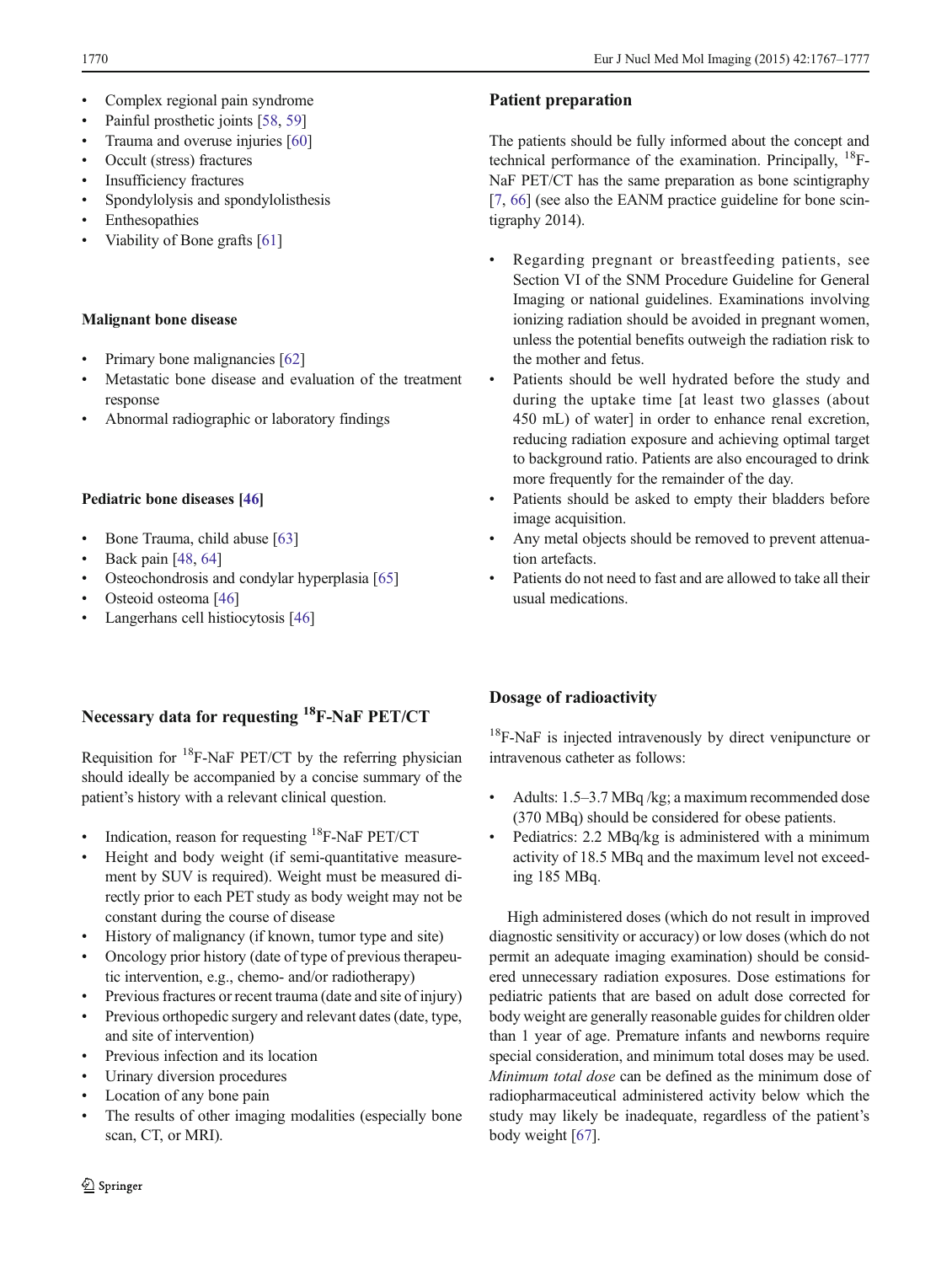- Complex regional pain syndrome
- Painful prosthetic joints [58, 59]
- Trauma and overuse injuries [60]
- Occult (stress) fractures
- Insufficiency fractures
- Spondylolysis and spondylolisthesis
- Enthesopathies
- Viability of Bone grafts [61]

**Malignant bone disease**

- Primary bone malignancies [62]
- Metastatic bone disease and evaluation of the treatment response
- Abnormal radiographic or laboratory findings

**Pediatric bone diseases [46]**

- Bone Trauma, child abuse [63]
- Back pain [48, 64]
- Osteochondrosis and condylar hyperplasia [65]
- Osteoid osteoma [46]
- Langerhans cell histiocytosis [46]

## Necessary data for requesting $^{18}$F-NaF PET/CT

Requisition for $^{18}$F-NaF PET/CT by the referring physician should ideally be accompanied by a concise summary of the patient's history with a relevant clinical question.

- Indication, reason for requesting $^{18}$F-NaF PET/CT
- Height and body weight (if semi-quantitative measurement by SUV is required). Weight must be measured directly prior to each PET study as body weight may not be constant during the course of disease
- History of malignancy (if known, tumor type and site)
- Oncology prior history (date of type of previous therapeutic intervention, e.g., chemo- and/or radiotherapy)
- Previous fractures or recent trauma (date and site of injury)
- Previous orthopedic surgery and relevant dates (date, type, and site of intervention)
- Previous infection and its location
- Urinary diversion procedures
- Location of any bone pain
- The results of other imaging modalities (especially bone scan, CT, or MRI).

## Patient preparation

The patients should be fully informed about the concept and technical performance of the examination. Principally, $^{18}$F-NaF PET/CT has the same preparation as bone scintigraphy [7, 66] (see also the EANM practice guideline for bone scintigraphy 2014).

- Regarding pregnant or breastfeeding patients, see Section VI of the SNM Procedure Guideline for General Imaging or national guidelines. Examinations involving ionizing radiation should be avoided in pregnant women, unless the potential benefits outweigh the radiation risk to the mother and fetus.
- Patients should be well hydrated before the study and during the uptake time [at least two glasses (about 450 mL) of water] in order to enhance renal excretion, reducing radiation exposure and achieving optimal target to background ratio. Patients are also encouraged to drink more frequently for the remainder of the day.
- Patients should be asked to empty their bladders before image acquisition.
- Any metal objects should be removed to prevent attenuation artefacts.
- Patients do not need to fast and are allowed to take all their usual medications.

## Dosage of radioactivity

$^{18}$F-NaF is injected intravenously by direct venipuncture or intravenous catheter as follows:

- Adults: 1.5–3.7 MBq /kg; a maximum recommended dose (370 MBq) should be considered for obese patients.
- Pediatrics: 2.2 MBq/kg is administered with a minimum activity of 18.5 MBq and the maximum level not exceeding 185 MBq.

High administered doses (which do not result in improved diagnostic sensitivity or accuracy) or low doses (which do not permit an adequate imaging examination) should be considered unnecessary radiation exposures. Dose estimations for pediatric patients that are based on adult dose corrected for body weight are generally reasonable guides for children older than 1 year of age. Premature infants and newborns require special consideration, and minimum total doses may be used. *Minimum total dose* can be defined as the minimum dose of radiopharmaceutical administered activity below which the study may likely be inadequate, regardless of the patient's body weight [67].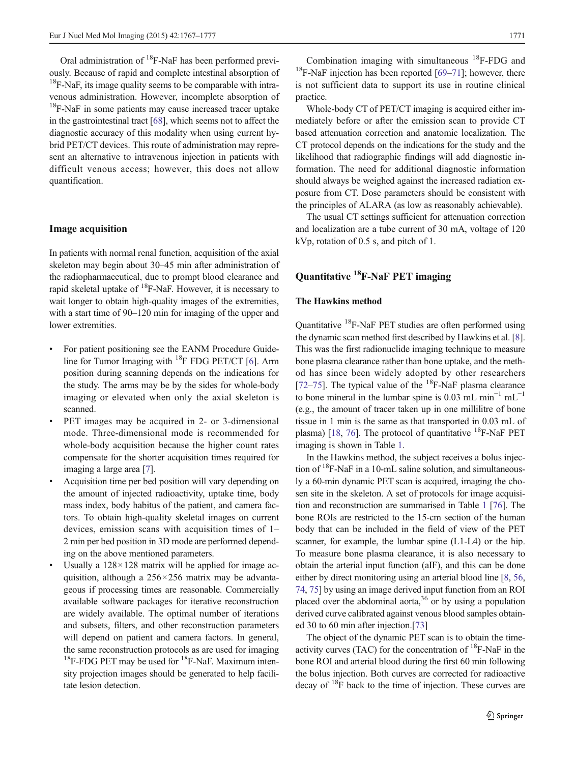Oral administration of $^{18}$F-NaF has been performed previously. Because of rapid and complete intestinal absorption of $^{18}$F-NaF, its image quality seems to be comparable with intravenous administration. However, incomplete absorption of $^{18}$F-NaF in some patients may cause increased tracer uptake in the gastrointestinal tract [68], which seems not to affect the diagnostic accuracy of this modality when using current hybrid PET/CT devices. This route of administration may represent an alternative to intravenous injection in patients with difficult venous access; however, this does not allow quantification.

## Image acquisition

In patients with normal renal function, acquisition of the axial skeleton may begin about 30–45 min after administration of the radiopharmaceutical, due to prompt blood clearance and rapid skeletal uptake of $^{18}$F-NaF. However, it is necessary to wait longer to obtain high-quality images of the extremities, with a start time of 90–120 min for imaging of the upper and lower extremities.

- For patient positioning see the EANM Procedure Guideline for Tumor Imaging with $^{18}$F FDG PET/CT [6]. Arm position during scanning depends on the indications for the study. The arms may be by the sides for whole-body imaging or elevated when only the axial skeleton is scanned.
- PET images may be acquired in 2- or 3-dimensional mode. Three-dimensional mode is recommended for whole-body acquisition because the higher count rates compensate for the shorter acquisition times required for imaging a large area [7].
- Acquisition time per bed position will vary depending on the amount of injected radioactivity, uptake time, body mass index, body habitus of the patient, and camera factors. To obtain high-quality skeletal images on current devices, emission scans with acquisition times of 1–2 min per bed position in 3D mode are performed depending on the above mentioned parameters.
- Usually a 128×128 matrix will be applied for image acquisition, although a 256×256 matrix may be advantageous if processing times are reasonable. Commercially available software packages for iterative reconstruction are widely available. The optimal number of iterations and subsets, filters, and other reconstruction parameters will depend on patient and camera factors. In general, the same reconstruction protocols as are used for imaging $^{18}$F-FDG PET may be used for $^{18}$F-NaF. Maximum intensity projection images should be generated to help facilitate lesion detection.

Combination imaging with simultaneous $^{18}$F-FDG and $^{18}$F-NaF injection has been reported [69–71]; however, there is not sufficient data to support its use in routine clinical practice.

Whole-body CT of PET/CT imaging is acquired either immediately before or after the emission scan to provide CT based attenuation correction and anatomic localization. The CT protocol depends on the indications for the study and the likelihood that radiographic findings will add diagnostic information. The need for additional diagnostic information should always be weighed against the increased radiation exposure from CT. Dose parameters should be consistent with the principles of ALARA (as low as reasonably achievable).

The usual CT settings sufficient for attenuation correction and localization are a tube current of 30 mA, voltage of 120 kVp, rotation of 0.5 s, and pitch of 1.

## Quantitative $^{18}$F-NaF PET imaging

### The Hawkins method

Quantitative $^{18}$F-NaF PET studies are often performed using the dynamic scan method first described by Hawkins et al. [8]. This was the first radionuclide imaging technique to measure bone plasma clearance rather than bone uptake, and the method has since been widely adopted by other researchers [72–75]. The typical value of the $^{18}$F-NaF plasma clearance to bone mineral in the lumbar spine is 0.03 mL min$^{-1}$ mL$^{-1}$ (e.g., the amount of tracer taken up in one millilitre of bone tissue in 1 min is the same as that transported in 0.03 mL of plasma) [18, 76]. The protocol of quantitative $^{18}$F-NaF PET imaging is shown in Table 1.

In the Hawkins method, the subject receives a bolus injection of $^{18}$F-NaF in a 10-mL saline solution, and simultaneously a 60-min dynamic PET scan is acquired, imaging the chosen site in the skeleton. A set of protocols for image acquisition and reconstruction are summarised in Table 1 [76]. The bone ROIs are restricted to the 15-cm section of the human body that can be included in the field of view of the PET scanner, for example, the lumbar spine (L1-L4) or the hip. To measure bone plasma clearance, it is also necessary to obtain the arterial input function (aIF), and this can be done either by direct monitoring using an arterial blood line [8, 56, 74, 75] by using an image derived input function from an ROI placed over the abdominal aorta,[36] or by using a population derived curve calibrated against venous blood samples obtained 30 to 60 min after injection.[73]

The object of the dynamic PET scan is to obtain the time-activity curves (TAC) for the concentration of $^{18}$F-NaF in the bone ROI and arterial blood during the first 60 min following the bolus injection. Both curves are corrected for radioactive decay of $^{18}$F back to the time of injection. These curves are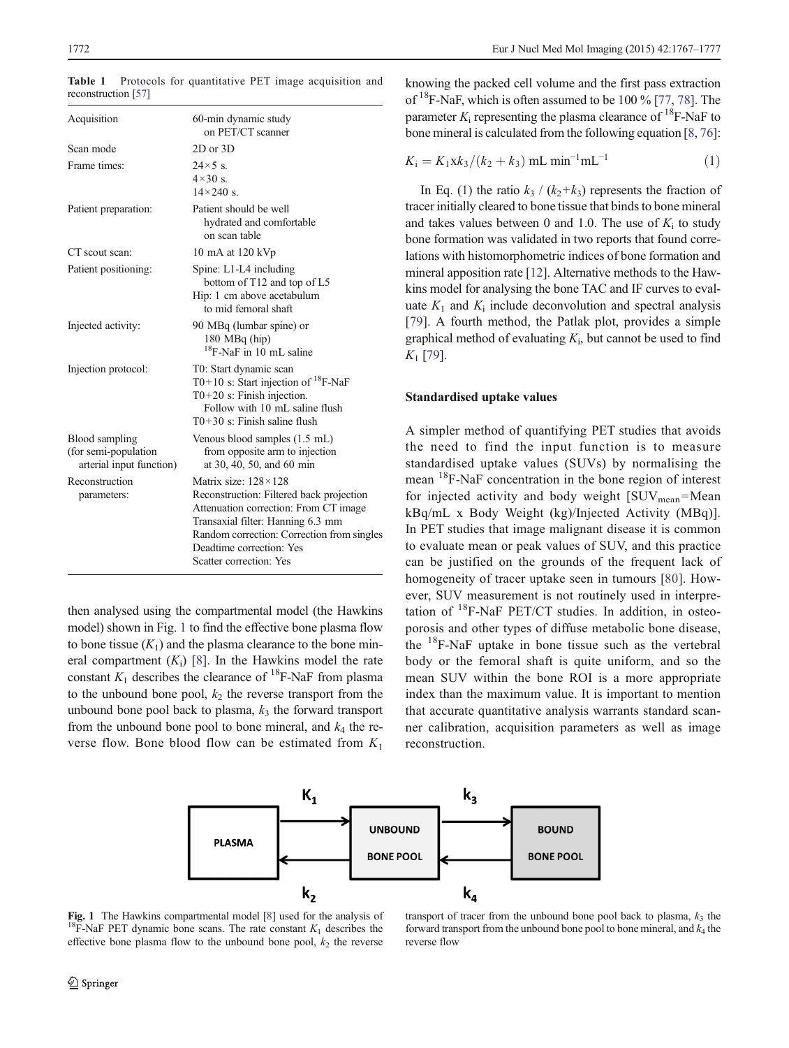**Table 1** Protocols for quantitative PET image acquisition and reconstruction [57]

| | |
|---|---|
| Acquisition | 60-min dynamic study on PET/CT scanner |
| Scan mode | 2D or 3D |
| Frame times: | 24×5 s. 4×30 s. 14×240 s. |
| Patient preparation: | Patient should be well hydrated and comfortable on scan table |
| CT scout scan: | 10 mA at 120 kVp |
| Patient positioning: | Spine: L1-L4 including bottom of T12 and top of L5<br>Hip: 1 cm above acetabulum to mid femoral shaft |
| Injected activity: | 90 MBq (lumbar spine) or 180 MBq (hip) $^{18}$F-NaF in 10 mL saline |
| Injection protocol: | T0: Start dynamic scan<br>T0+10 s: Start injection of $^{18}$F-NaF<br>T0+20 s: Finish injection. Follow with 10 mL saline flush<br>T0+30 s: Finish saline flush |
| Blood sampling (for semi-population arterial input function) | Venous blood samples (1.5 mL) from opposite arm to injection at 30, 40, 50, and 60 min |
| Reconstruction parameters: | Matrix size: 128×128<br>Reconstruction: Filtered back projection<br>Attenuation correction: From CT image<br>Transaxial filter: Hanning 6.3 mm<br>Random correction: Correction from singles<br>Deadtime correction: Yes<br>Scatter correction: Yes |

then analysed using the compartmental model (the Hawkins model) shown in Fig. 1 to find the effective bone plasma flow to bone tissue ($K_1$) and the plasma clearance to the bone mineral compartment ($K_i$) [8]. In the Hawkins model the rate constant $K_1$ describes the clearance of $^{18}$F-NaF from plasma to the unbound bone pool, $k_2$ the reverse transport from the unbound bone pool back to plasma, $k_3$ the forward transport from the unbound bone pool to bone mineral, and $k_4$ the reverse flow. Bone blood flow can be estimated from $K_1$ knowing the packed cell volume and the first pass extraction of $^{18}$F-NaF, which is often assumed to be 100 % [77, 78]. The parameter $K_i$ representing the plasma clearance of $^{18}$F-NaF to bone mineral is calculated from the following equation [8, 76]:

$$K_i = K_1 x k_3 / (k_2 + k_3) \text{ mL min}^{-1}\text{mL}^{-1} \quad (1)$$

In Eq. (1) the ratio $k_3$ / ($k_2$+$k_3$) represents the fraction of tracer initially cleared to bone tissue that binds to bone mineral and takes values between 0 and 1.0. The use of $K_i$ to study bone formation was validated in two reports that found correlations with histomorphometric indices of bone formation and mineral apposition rate [12]. Alternative methods to the Hawkins model for analysing the bone TAC and IF curves to evaluate $K_1$ and $K_i$ include deconvolution and spectral analysis [79]. A fourth method, the Patlak plot, provides a simple graphical method of evaluating $K_i$, but cannot be used to find $K_1$ [79].

## Standardised uptake values

A simpler method of quantifying PET studies that avoids the need to find the input function is to measure standardised uptake values (SUVs) by normalising the mean $^{18}$F-NaF concentration in the bone region of interest for injected activity and body weight [$SUV_{mean}$=Mean kBq/mL x Body Weight (kg)/Injected Activity (MBq)]. In PET studies that image malignant disease it is common to evaluate mean or peak values of SUV, and this practice can be justified on the grounds of the frequent lack of homogeneity of tracer uptake seen in tumours [80]. However, SUV measurement is not routinely used in interpretation of $^{18}$F-NaF PET/CT studies. In addition, in osteoporosis and other types of diffuse metabolic bone disease, the $^{18}$F-NaF uptake in bone tissue such as the vertebral body or the femoral shaft is quite uniform, and so the mean SUV within the bone ROI is a more appropriate index than the maximum value. It is important to mention that accurate quantitative analysis warrants standard scanner calibration, acquisition parameters as well as image reconstruction.

**Fig. 1** The Hawkins compartmental model [8] used for the analysis of $^{18}$F-NaF PET dynamic bone scans. The rate constant $K_1$ describes the effective bone plasma flow to the unbound bone pool, $k_2$ the reverse transport of tracer from the unbound bone pool back to plasma, $k_3$ the forward transport from the unbound bone pool to bone mineral, and $k_4$ the reverse flow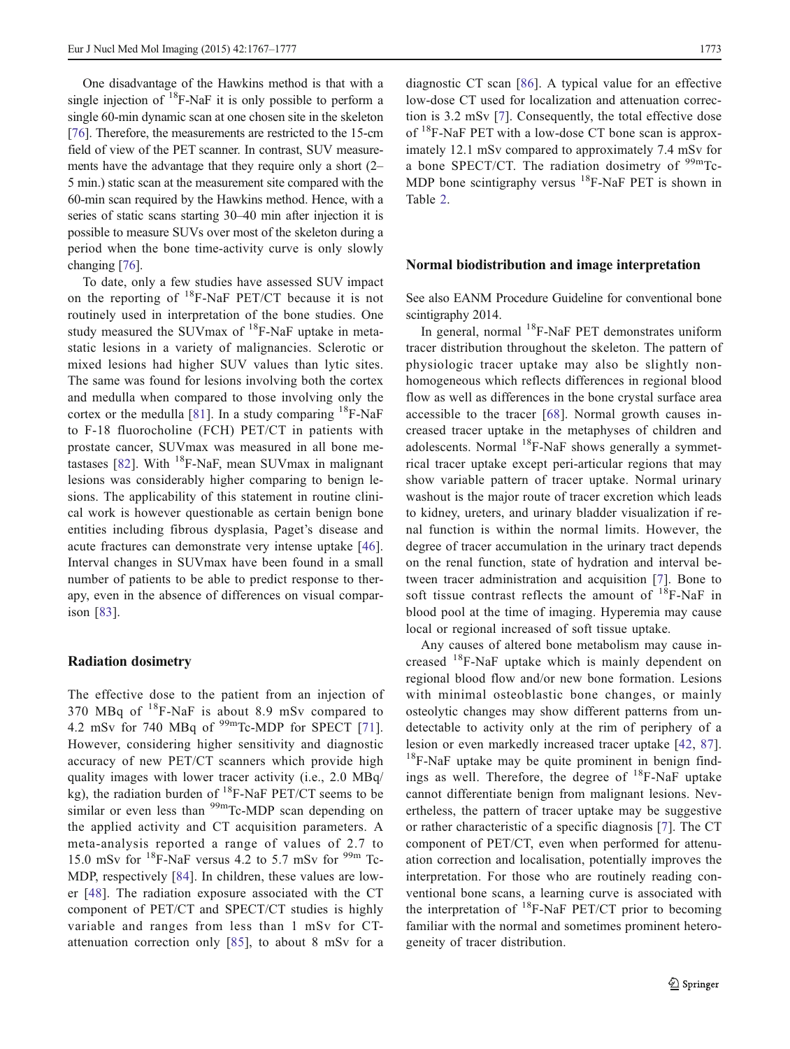One disadvantage of the Hawkins method is that with a single injection of $^{18}$F-NaF it is only possible to perform a single 60-min dynamic scan at one chosen site in the skeleton [76]. Therefore, the measurements are restricted to the 15-cm field of view of the PET scanner. In contrast, SUV measurements have the advantage that they require only a short (2–5 min.) static scan at the measurement site compared with the 60-min scan required by the Hawkins method. Hence, with a series of static scans starting 30–40 min after injection it is possible to measure SUVs over most of the skeleton during a period when the bone time-activity curve is only slowly changing [76].

To date, only a few studies have assessed SUV impact on the reporting of $^{18}$F-NaF PET/CT because it is not routinely used in interpretation of the bone studies. One study measured the SUVmax of $^{18}$F-NaF uptake in metastatic lesions in a variety of malignancies. Sclerotic or mixed lesions had higher SUV values than lytic sites. The same was found for lesions involving both the cortex and medulla when compared to those involving only the cortex or the medulla [81]. In a study comparing $^{18}$F-NaF to F-18 fluorocholine (FCH) PET/CT in patients with prostate cancer, SUVmax was measured in all bone metastases [82]. With $^{18}$F-NaF, mean SUVmax in malignant lesions was considerably higher comparing to benign lesions. The applicability of this statement in routine clinical work is however questionable as certain benign bone entities including fibrous dysplasia, Paget's disease and acute fractures can demonstrate very intense uptake [46]. Interval changes in SUVmax have been found in a small number of patients to be able to predict response to therapy, even in the absence of differences on visual comparison [83].

## Radiation dosimetry

The effective dose to the patient from an injection of 370 MBq of $^{18}$F-NaF is about 8.9 mSv compared to 4.2 mSv for 740 MBq of $^{99m}$Tc-MDP for SPECT [71]. However, considering higher sensitivity and diagnostic accuracy of new PET/CT scanners which provide high quality images with lower tracer activity (i.e., 2.0 MBq/kg), the radiation burden of $^{18}$F-NaF PET/CT seems to be similar or even less than $^{99m}$Tc-MDP scan depending on the applied activity and CT acquisition parameters. A meta-analysis reported a range of values of 2.7 to 15.0 mSv for $^{18}$F-NaF versus 4.2 to 5.7 mSv for $^{99m}$ Tc-MDP, respectively [84]. In children, these values are lower [48]. The radiation exposure associated with the CT component of PET/CT and SPECT/CT studies is highly variable and ranges from less than 1 mSv for CT-attenuation correction only [85], to about 8 mSv for a diagnostic CT scan [86]. A typical value for an effective low-dose CT used for localization and attenuation correction is 3.2 mSv [7]. Consequently, the total effective dose of $^{18}$F-NaF PET with a low-dose CT bone scan is approximately 12.1 mSv compared to approximately 7.4 mSv for a bone SPECT/CT. The radiation dosimetry of $^{99m}$Tc-MDP bone scintigraphy versus $^{18}$F-NaF PET is shown in Table 2.

## Normal biodistribution and image interpretation

See also EANM Procedure Guideline for conventional bone scintigraphy 2014.

In general, normal $^{18}$F-NaF PET demonstrates uniform tracer distribution throughout the skeleton. The pattern of physiologic tracer uptake may also be slightly non-homogeneous which reflects differences in regional blood flow as well as differences in the bone crystal surface area accessible to the tracer [68]. Normal growth causes increased tracer uptake in the metaphyses of children and adolescents. Normal $^{18}$F-NaF shows generally a symmetrical tracer uptake except peri-articular regions that may show variable pattern of tracer uptake. Normal urinary washout is the major route of tracer excretion which leads to kidney, ureters, and urinary bladder visualization if renal function is within the normal limits. However, the degree of tracer accumulation in the urinary tract depends on the renal function, state of hydration and interval between tracer administration and acquisition [7]. Bone to soft tissue contrast reflects the amount of $^{18}$F-NaF in blood pool at the time of imaging. Hyperemia may cause local or regional increased of soft tissue uptake.

Any causes of altered bone metabolism may cause increased $^{18}$F-NaF uptake which is mainly dependent on regional blood flow and/or new bone formation. Lesions with minimal osteoblastic bone changes, or mainly osteolytic changes may show different patterns from undetectable to activity only at the rim of periphery of a lesion or even markedly increased tracer uptake [42, 87]. $^{18}$F-NaF uptake may be quite prominent in benign findings as well. Therefore, the degree of $^{18}$F-NaF uptake cannot differentiate benign from malignant lesions. Nevertheless, the pattern of tracer uptake may be suggestive or rather characteristic of a specific diagnosis [7]. The CT component of PET/CT, even when performed for attenuation correction and localisation, potentially improves the interpretation. For those who are routinely reading conventional bone scans, a learning curve is associated with the interpretation of $^{18}$F-NaF PET/CT prior to becoming familiar with the normal and sometimes prominent heterogeneity of tracer distribution.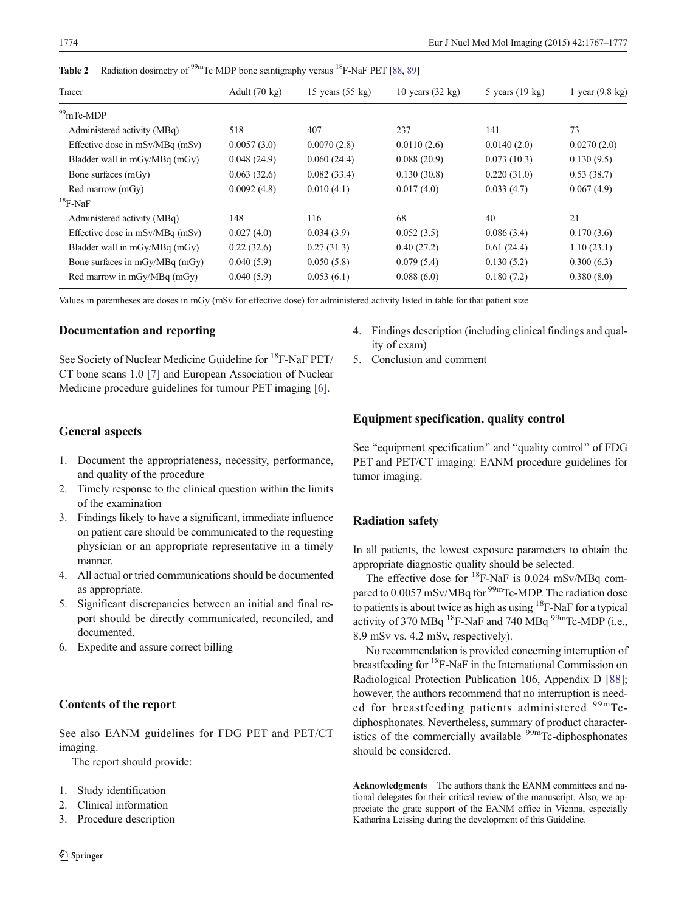**Table 2** Radiation dosimetry of $^{99m}$Tc MDP bone scintigraphy versus $^{18}$F-NaF PET [88, 89]

| Tracer | Adult (70 kg) | 15 years (55 kg) | 10 years (32 kg) | 5 years (19 kg) | 1 year (9.8 kg) |
|---|---|---|---|---|---|
| $^{99}$mTc-MDP | | | | | |
| Administered activity (MBq) | 518 | 407 | 237 | 141 | 73 |
| Effective dose in mSv/MBq (mSv) | 0.0057 (3.0) | 0.0070 (2.8) | 0.0110 (2.6) | 0.0140 (2.0) | 0.0270 (2.0) |
| Bladder wall in mGy/MBq (mGy) | 0.048 (24.9) | 0.060 (24.4) | 0.088 (20.9) | 0.073 (10.3) | 0.130 (9.5) |
| Bone surfaces (mGy) | 0.063 (32.6) | 0.082 (33.4) | 0.130 (30.8) | 0.220 (31.0) | 0.53 (38.7) |
| Red marrow (mGy) | 0.0092 (4.8) | 0.010 (4.1) | 0.017 (4.0) | 0.033 (4.7) | 0.067 (4.9) |
| $^{18}$F-NaF | | | | | |
| Administered activity (MBq) | 148 | 116 | 68 | 40 | 21 |
| Effective dose in mSv/MBq (mSv) | 0.027 (4.0) | 0.034 (3.9) | 0.052 (3.5) | 0.086 (3.4) | 0.170 (3.6) |
| Bladder wall in mGy/MBq (mGy) | 0.22 (32.6) | 0.27 (31.3) | 0.40 (27.2) | 0.61 (24.4) | 1.10 (23.1) |
| Bone surfaces in mGy/MBq (mGy) | 0.040 (5.9) | 0.050 (5.8) | 0.079 (5.4) | 0.130 (5.2) | 0.300 (6.3) |
| Red marrow in mGy/MBq (mGy) | 0.040 (5.9) | 0.053 (6.1) | 0.088 (6.0) | 0.180 (7.2) | 0.380 (8.0) |

Values in parentheses are doses in mGy (mSv for effective dose) for administered activity listed in table for that patient size

## Documentation and reporting

See Society of Nuclear Medicine Guideline for $^{18}$F-NaF PET/CT bone scans 1.0 [7] and European Association of Nuclear Medicine procedure guidelines for tumour PET imaging [6].

## General aspects

1. Document the appropriateness, necessity, performance, and quality of the procedure
2. Timely response to the clinical question within the limits of the examination
3. Findings likely to have a significant, immediate influence on patient care should be communicated to the requesting physician or an appropriate representative in a timely manner.
4. All actual or tried communications should be documented as appropriate.
5. Significant discrepancies between an initial and final report should be directly communicated, reconciled, and documented.
6. Expedite and assure correct billing

## Contents of the report

See also EANM guidelines for FDG PET and PET/CT imaging.

The report should provide:

1. Study identification
2. Clinical information
3. Procedure description
4. Findings description (including clinical findings and quality of exam)
5. Conclusion and comment

## Equipment specification, quality control

See "equipment specification" and "quality control" of FDG PET and PET/CT imaging: EANM procedure guidelines for tumor imaging.

## Radiation safety

In all patients, the lowest exposure parameters to obtain the appropriate diagnostic quality should be selected.

The effective dose for $^{18}$F-NaF is 0.024 mSv/MBq compared to 0.0057 mSv/MBq for $^{99m}$Tc-MDP. The radiation dose to patients is about twice as high as using $^{18}$F-NaF for a typical activity of 370 MBq $^{18}$F-NaF and 740 MBq $^{99m}$Tc-MDP (i.e., 8.9 mSv vs. 4.2 mSv, respectively).

No recommendation is provided concerning interruption of breastfeeding for $^{18}$F-NaF in the International Commission on Radiological Protection Publication 106, Appendix D [88]; however, the authors recommend that no interruption is needed for breastfeeding patients administered $^{99m}$Tc-diphosphonates. Nevertheless, summary of product characteristics of the commercially available $^{99m}$Tc-diphosphonates should be considered.

**Acknowledgments** The authors thank the EANM committees and national delegates for their critical review of the manuscript. Also, we appreciate the grate support of the EANM office in Vienna, especially Katharina Leissing during the development of this Guideline.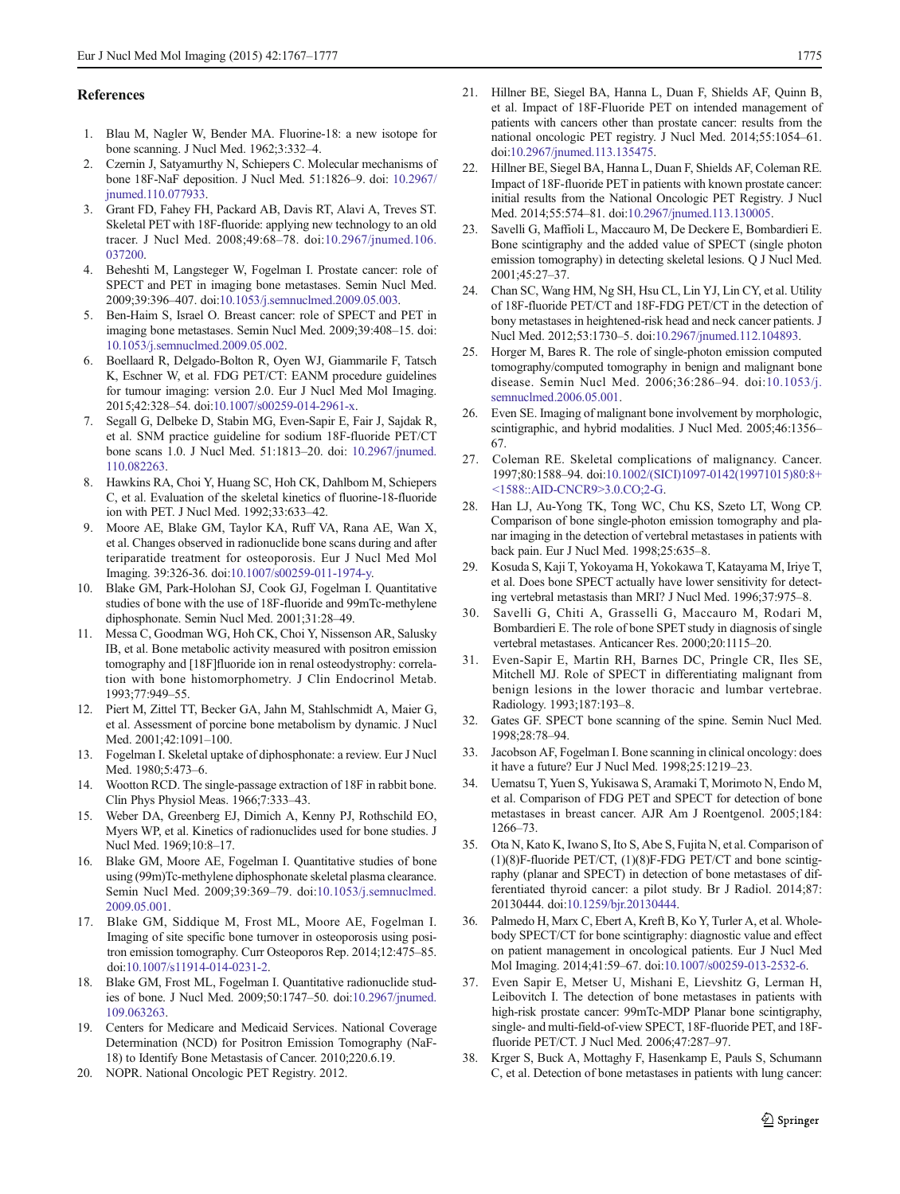## References

1. Blau M, Nagler W, Bender MA. Fluorine-18: a new isotope for bone scanning. J Nucl Med. 1962;3:332–4.
2. Czernin J, Satyamurthy N, Schiepers C. Molecular mechanisms of bone 18F-NaF deposition. J Nucl Med. 51:1826–9. doi: 10.2967/jnumed.110.077933.
3. Grant FD, Fahey FH, Packard AB, Davis RT, Alavi A, Treves ST. Skeletal PET with 18F-fluoride: applying new technology to an old tracer. J Nucl Med. 2008;49:68–78. doi:10.2967/jnumed.106.037200.
4. Beheshti M, Langsteger W, Fogelman I. Prostate cancer: role of SPECT and PET in imaging bone metastases. Semin Nucl Med. 2009;39:396–407. doi:10.1053/j.semnuclmed.2009.05.003.
5. Ben-Haim S, Israel O. Breast cancer: role of SPECT and PET in imaging bone metastases. Semin Nucl Med. 2009;39:408–15. doi: 10.1053/j.semnuclmed.2009.05.002.
6. Boellaard R, Delgado-Bolton R, Oyen WJ, Giammarile F, Tatsch K, Eschner W, et al. FDG PET/CT: EANM procedure guidelines for tumour imaging: version 2.0. Eur J Nucl Med Mol Imaging. 2015;42:328–54. doi:10.1007/s00259-014-2961-x.
7. Segall G, Delbeke D, Stabin MG, Even-Sapir E, Fair J, Sajdak R, et al. SNM practice guideline for sodium 18F-fluoride PET/CT bone scans 1.0. J Nucl Med. 51:1813–20. doi: 10.2967/jnumed.110.082263.
8. Hawkins RA, Choi Y, Huang SC, Hoh CK, Dahlbom M, Schiepers C, et al. Evaluation of the skeletal kinetics of fluorine-18-fluoride ion with PET. J Nucl Med. 1992;33:633–42.
9. Moore AE, Blake GM, Taylor KA, Ruff VA, Rana AE, Wan X, et al. Changes observed in radionuclide bone scans during and after teriparatide treatment for osteoporosis. Eur J Nucl Med Mol Imaging. 39:326-36. doi:10.1007/s00259-011-1974-y.
10. Blake GM, Park-Holohan SJ, Cook GJ, Fogelman I. Quantitative studies of bone with the use of 18F-fluoride and 99mTc-methylene diphosphonate. Semin Nucl Med. 2001;31:28–49.
11. Messa C, Goodman WG, Hoh CK, Choi Y, Nissenson AR, Salusky IB, et al. Bone metabolic activity measured with positron emission tomography and [18F]fluoride ion in renal osteodystrophy: correlation with bone histomorphometry. J Clin Endocrinol Metab. 1993;77:949–55.
12. Piert M, Zittel TT, Becker GA, Jahn M, Stahlschmidt A, Maier G, et al. Assessment of porcine bone metabolism by dynamic. J Nucl Med. 2001;42:1091–100.
13. Fogelman I. Skeletal uptake of diphosphonate: a review. Eur J Nucl Med. 1980;5:473–6.
14. Wootton RCD. The single-passage extraction of 18F in rabbit bone. Clin Phys Physiol Meas. 1966;7:333–43.
15. Weber DA, Greenberg EJ, Dimich A, Kenny PJ, Rothschild EO, Myers WP, et al. Kinetics of radionuclides used for bone studies. J Nucl Med. 1969;10:8–17.
16. Blake GM, Moore AE, Fogelman I. Quantitative studies of bone using (99m)Tc-methylene diphosphonate skeletal plasma clearance. Semin Nucl Med. 2009;39:369–79. doi:10.1053/j.semnuclmed.2009.05.001.
17. Blake GM, Siddique M, Frost ML, Moore AE, Fogelman I. Imaging of site specific bone turnover in osteoporosis using positron emission tomography. Curr Osteoporos Rep. 2014;12:475–85. doi:10.1007/s11914-014-0231-2.
18. Blake GM, Frost ML, Fogelman I. Quantitative radionuclide studies of bone. J Nucl Med. 2009;50:1747–50. doi:10.2967/jnumed.109.063263.
19. Centers for Medicare and Medicaid Services. National Coverage Determination (NCD) for Positron Emission Tomography (NaF-18) to Identify Bone Metastasis of Cancer. 2010;220.6.19.
20. NOPR. National Oncologic PET Registry. 2012.
21. Hillner BE, Siegel BA, Hanna L, Duan F, Shields AF, Quinn B, et al. Impact of 18F-Fluoride PET on intended management of patients with cancers other than prostate cancer: results from the national oncologic PET registry. J Nucl Med. 2014;55:1054–61. doi:10.2967/jnumed.113.135475.
22. Hillner BE, Siegel BA, Hanna L, Duan F, Shields AF, Coleman RE. Impact of 18F-fluoride PET in patients with known prostate cancer: initial results from the National Oncologic PET Registry. J Nucl Med. 2014;55:574–81. doi:10.2967/jnumed.113.130005.
23. Savelli G, Maffioli L, Maccauro M, De Deckere E, Bombardieri E. Bone scintigraphy and the added value of SPECT (single photon emission tomography) in detecting skeletal lesions. Q J Nucl Med. 2001;45:27–37.
24. Chan SC, Wang HM, Ng SH, Hsu CL, Lin YJ, Lin CY, et al. Utility of 18F-fluoride PET/CT and 18F-FDG PET/CT in the detection of bony metastases in heightened-risk head and neck cancer patients. J Nucl Med. 2012;53:1730–5. doi:10.2967/jnumed.112.104893.
25. Horger M, Bares R. The role of single-photon emission computed tomography/computed tomography in benign and malignant bone disease. Semin Nucl Med. 2006;36:286–94. doi:10.1053/j.semnuclmed.2006.05.001.
26. Even SE. Imaging of malignant bone involvement by morphologic, scintigraphic, and hybrid modalities. J Nucl Med. 2005;46:1356–67.
27. Coleman RE. Skeletal complications of malignancy. Cancer. 1997;80:1588–94. doi:10.1002/(SICI)1097-0142(19971015)80:8+<1588::AID-CNCR9>3.0.CO;2-G.
28. Han LJ, Au-Yong TK, Tong WC, Chu KS, Szeto LT, Wong CP. Comparison of bone single-photon emission tomography and planar imaging in the detection of vertebral metastases in patients with back pain. Eur J Nucl Med. 1998;25:635–8.
29. Kosuda S, Kaji T, Yokoyama H, Yokokawa T, Katayama M, Iriye T, et al. Does bone SPECT actually have lower sensitivity for detecting vertebral metastasis than MRI? J Nucl Med. 1996;37:975–8.
30. Savelli G, Chiti A, Grasselli G, Maccauro M, Rodari M, Bombardieri E. The role of bone SPET study in diagnosis of single vertebral metastases. Anticancer Res. 2000;20:1115–20.
31. Even-Sapir E, Martin RH, Barnes DC, Pringle CR, Iles SE, Mitchell MJ. Role of SPECT in differentiating malignant from benign lesions in the lower thoracic and lumbar vertebrae. Radiology. 1993;187:193–8.
32. Gates GF. SPECT bone scanning of the spine. Semin Nucl Med. 1998;28:78–94.
33. Jacobson AF, Fogelman I. Bone scanning in clinical oncology: does it have a future? Eur J Nucl Med. 1998;25:1219–23.
34. Uematsu T, Yuen S, Yukisawa S, Aramaki T, Morimoto N, Endo M, et al. Comparison of FDG PET and SPECT for detection of bone metastases in breast cancer. AJR Am J Roentgenol. 2005;184:1266–73.
35. Ota N, Kato K, Iwano S, Ito S, Abe S, Fujita N, et al. Comparison of (1)(8)F-fluoride PET/CT, (1)(8)F-FDG PET/CT and bone scintigraphy (planar and SPECT) in detection of bone metastases of differentiated thyroid cancer: a pilot study. Br J Radiol. 2014;87:20130444. doi:10.1259/bjr.20130444.
36. Palmedo H, Marx C, Ebert A, Kreft B, Ko Y, Turler A, et al. Whole-body SPECT/CT for bone scintigraphy: diagnostic value and effect on patient management in oncological patients. Eur J Nucl Med Mol Imaging. 2014;41:59–67. doi:10.1007/s00259-013-2532-6.
37. Even Sapir E, Metser U, Mishani E, Lievshitz G, Lerman H, Leibovitch I. The detection of bone metastases in patients with high-risk prostate cancer: 99mTc-MDP Planar bone scintigraphy, single- and multi-field-of-view SPECT, 18F-fluoride PET, and 18F-fluoride PET/CT. J Nucl Med. 2006;47:287–97.
38. Krger S, Buck A, Mottaghy F, Hasenkamp E, Pauls S, Schumann C, et al. Detection of bone metastases in patients with lung cancer: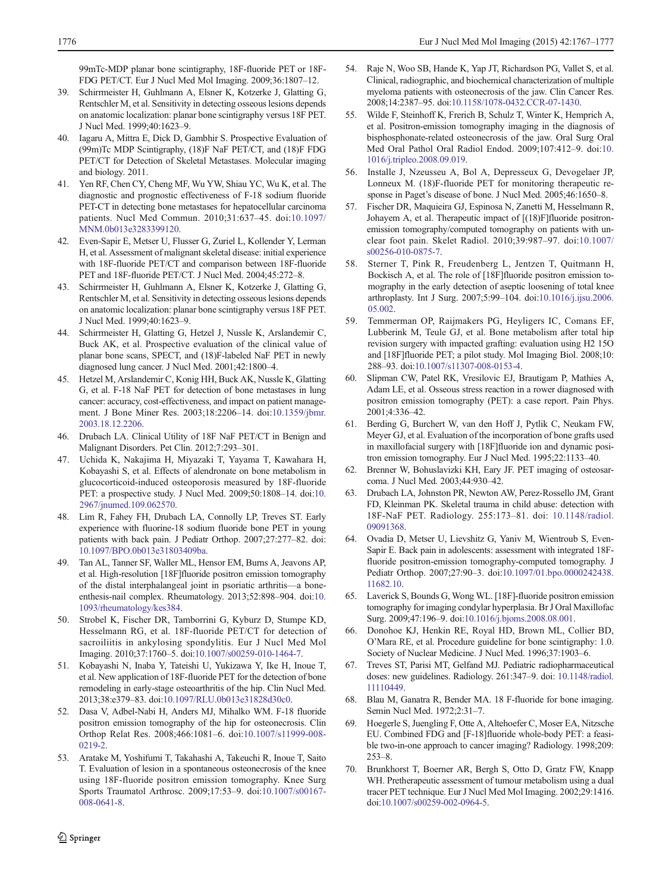99mTc-MDP planar bone scintigraphy, 18F-fluoride PET or 18F-FDG PET/CT. Eur J Nucl Med Mol Imaging. 2009;36:1807–12.

39. Schirrmeister H, Guhlmann A, Elsner K, Kotzerke J, Glatting G, Rentschler M, et al. Sensitivity in detecting osseous lesions depends on anatomic localization: planar bone scintigraphy versus 18F PET. J Nucl Med. 1999;40:1623–9.
40. Iagaru A, Mittra E, Dick D, Gambhir S. Prospective Evaluation of (99m)Tc MDP Scintigraphy, (18)F NaF PET/CT, and (18)F FDG PET/CT for Detection of Skeletal Metastases. Molecular imaging and biology. 2011.
41. Yen RF, Chen CY, Cheng MF, Wu YW, Shiau YC, Wu K, et al. The diagnostic and prognostic effectiveness of F-18 sodium fluoride PET-CT in detecting bone metastases for hepatocellular carcinoma patients. Nucl Med Commun. 2010;31:637–45. doi:10.1097/MNM.0b013e3283399120.
42. Even-Sapir E, Metser U, Flusser G, Zuriel L, Kollender Y, Lerman H, et al. Assessment of malignant skeletal disease: initial experience with 18F-fluoride PET/CT and comparison between 18F-fluoride PET and 18F-fluoride PET/CT. J Nucl Med. 2004;45:272–8.
43. Schirrmeister H, Guhlmann A, Elsner K, Kotzerke J, Glatting G, Rentschler M, et al. Sensitivity in detecting osseous lesions depends on anatomic localization: planar bone scintigraphy versus 18F PET. J Nucl Med. 1999;40:1623–9.
44. Schirrmeister H, Glatting G, Hetzel J, Nussle K, Arslandemir C, Buck AK, et al. Prospective evaluation of the clinical value of planar bone scans, SPECT, and (18)F-labeled NaF PET in newly diagnosed lung cancer. J Nucl Med. 2001;42:1800–4.
45. Hetzel M, Arslandemir C, Konig HH, Buck AK, Nussle K, Glatting G, et al. F-18 NaF PET for detection of bone metastases in lung cancer: accuracy, cost-effectiveness, and impact on patient management. J Bone Miner Res. 2003;18:2206–14. doi:10.1359/jbmr.2003.18.12.2206.
46. Drubach LA. Clinical Utility of 18F NaF PET/CT in Benign and Malignant Disorders. Pet Clin. 2012;7:293–301.
47. Uchida K, Nakajima H, Miyazaki T, Yayama T, Kawahara H, Kobayashi S, et al. Effects of alendronate on bone metabolism in glucocorticoid-induced osteoporosis measured by 18F-fluoride PET: a prospective study. J Nucl Med. 2009;50:1808–14. doi:10.2967/jnumed.109.062570.
48. Lim R, Fahey FH, Drubach LA, Connolly LP, Treves ST. Early experience with fluorine-18 sodium fluoride bone PET in young patients with back pain. J Pediatr Orthop. 2007;27:277–82. doi:10.1097/BPO.0b013e31803409ba.
49. Tan AL, Tanner SF, Waller ML, Hensor EM, Burns A, Jeavons AP, et al. High-resolution [18F]fluoride positron emission tomography of the distal interphalangeal joint in psoriatic arthritis—a bone-enthesis-nail complex. Rheumatology. 2013;52:898–904. doi:10.1093/rheumatology/kes384.
50. Strobel K, Fischer DR, Tamborrini G, Kyburz D, Stumpe KD, Hesselmann RG, et al. 18F-fluoride PET/CT for detection of sacroiliitis in ankylosing spondylitis. Eur J Nucl Med Mol Imaging. 2010;37:1760–5. doi:10.1007/s00259-010-1464-7.
51. Kobayashi N, Inaba Y, Tateishi U, Yukizawa Y, Ike H, Inoue T, et al. New application of 18F-fluoride PET for the detection of bone remodeling in early-stage osteoarthritis of the hip. Clin Nucl Med. 2013;38:e379–83. doi:10.1097/RLU.0b013e31828d30c0.
52. Dasa V, Adbel-Nabi H, Anders MJ, Mihalko WM. F-18 fluoride positron emission tomography of the hip for osteonecrosis. Clin Orthop Relat Res. 2008;466:1081–6. doi:10.1007/s11999-008-0219-2.
53. Aratake M, Yoshifumi T, Takahashi A, Takeuchi R, Inoue T, Saito T. Evaluation of lesion in a spontaneous osteonecrosis of the knee using 18F-fluoride positron emission tomography. Knee Surg Sports Traumatol Arthrosc. 2009;17:53–9. doi:10.1007/s00167-008-0641-8.
54. Raje N, Woo SB, Hande K, Yap JT, Richardson PG, Vallet S, et al. Clinical, radiographic, and biochemical characterization of multiple myeloma patients with osteonecrosis of the jaw. Clin Cancer Res. 2008;14:2387–95. doi:10.1158/1078-0432.CCR-07-1430.
55. Wilde F, Steinhoff K, Frerich B, Schulz T, Winter K, Hemprich A, et al. Positron-emission tomography imaging in the diagnosis of bisphosphonate-related osteonecrosis of the jaw. Oral Surg Oral Med Oral Pathol Oral Radiol Endod. 2009;107:412–9. doi:10.1016/j.tripleo.2008.09.019.
56. Installe J, Nzeusseu A, Bol A, Depresseux G, Devogelaer JP, Lonneux M. (18)F-fluoride PET for monitoring therapeutic response in Paget's disease of bone. J Nucl Med. 2005;46:1650–8.
57. Fischer DR, Maquieira GJ, Espinosa N, Zanetti M, Hesselmann R, Johayem A, et al. Therapeutic impact of [(18)F]fluoride positron-emission tomography/computed tomography on patients with unclear foot pain. Skelet Radiol. 2010;39:987–97. doi:10.1007/s00256-010-0875-7.
58. Sterner T, Pink R, Freudenberg L, Jentzen T, Quitmann H, Bockisch A, et al. The role of [18F]fluoride positron emission tomography in the early detection of aseptic loosening of total knee arthroplasty. Int J Surg. 2007;5:99–104. doi:10.1016/j.ijsu.2006.05.002.
59. Temmerman OP, Raijmakers PG, Heyligers IC, Comans EF, Lubberink M, Teule GJ, et al. Bone metabolism after total hip revision surgery with impacted grafting: evaluation using H2 15O and [18F]fluoride PET; a pilot study. Mol Imaging Biol. 2008;10:288–93. doi:10.1007/s11307-008-0153-4.
60. Slipman CW, Patel RK, Vresilovic EJ, Brautigam P, Mathies A, Adam LE, et al. Osseous stress reaction in a rower diagnosed with positron emission tomography (PET): a case report. Pain Phys. 2001;4:336–42.
61. Berding G, Burchert W, van den Hoff J, Pytlik C, Neukam FW, Meyer GJ, et al. Evaluation of the incorporation of bone grafts used in maxillofacial surgery with [18F]fluoride ion and dynamic positron emission tomography. Eur J Nucl Med. 1995;22:1133–40.
62. Brenner W, Bohuslavizki KH, Eary JF. PET imaging of osteosarcoma. J Nucl Med. 2003;44:930–42.
63. Drubach LA, Johnston PR, Newton AW, Perez-Rossello JM, Grant FD, Kleinman PK. Skeletal trauma in child abuse: detection with 18F-NaF PET. Radiology. 255:173–81. doi: 10.1148/radiol.09091368.
64. Ovadia D, Metser U, Lievshitz G, Yaniv M, Wientroub S, Even-Sapir E. Back pain in adolescents: assessment with integrated 18F-fluoride positron-emission tomography-computed tomography. J Pediatr Orthop. 2007;27:90–3. doi:10.1097/01.bpo.0000242438.11682.10.
65. Laverick S, Bounds G, Wong WL. [18F]-fluoride positron emission tomography for imaging condylar hyperplasia. Br J Oral Maxillofac Surg. 2009;47:196–9. doi:10.1016/j.bjoms.2008.08.001.
66. Donohoe KJ, Henkin RE, Royal HD, Brown ML, Collier BD, O'Mara RE, et al. Procedure guideline for bone scintigraphy: 1.0. Society of Nuclear Medicine. J Nucl Med. 1996;37:1903–6.
67. Treves ST, Parisi MT, Gelfand MJ. Pediatric radiopharmaceutical doses: new guidelines. Radiology. 261:347–9. doi: 10.1148/radiol.11110449.
68. Blau M, Ganatra R, Bender MA. 18 F-fluoride for bone imaging. Semin Nucl Med. 1972;2:31–7.
69. Hoegerle S, Juengling F, Otte A, Altehoefer C, Moser EA, Nitzsche EU. Combined FDG and [F-18]fluoride whole-body PET: a feasible two-in-one approach to cancer imaging? Radiology. 1998;209:253–8.
70. Brunkhorst T, Boerner AR, Bergh S, Otto D, Gratz FW, Knapp WH. Pretherapeutic assessment of tumour metabolism using a dual tracer PET technique. Eur J Nucl Med Mol Imaging. 2002;29:1416. doi:10.1007/s00259-002-0964-5.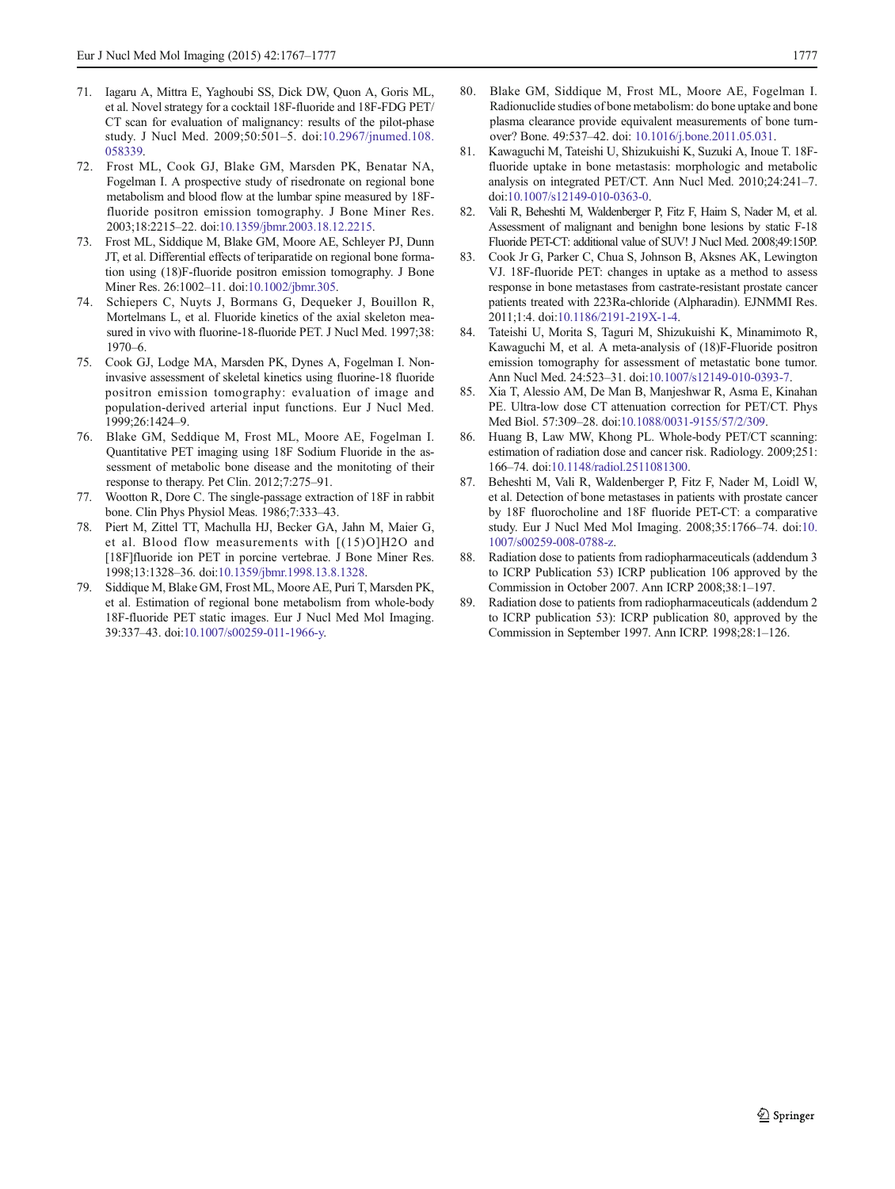71. Iagaru A, Mittra E, Yaghoubi SS, Dick DW, Quon A, Goris ML, et al. Novel strategy for a cocktail 18F-fluoride and 18F-FDG PET/CT scan for evaluation of malignancy: results of the pilot-phase study. J Nucl Med. 2009;50:501–5. doi:10.2967/jnumed.108.058339.
72. Frost ML, Cook GJ, Blake GM, Marsden PK, Benatar NA, Fogelman I. A prospective study of risedronate on regional bone metabolism and blood flow at the lumbar spine measured by 18F-fluoride positron emission tomography. J Bone Miner Res. 2003;18:2215–22. doi:10.1359/jbmr.2003.18.12.2215.
73. Frost ML, Siddique M, Blake GM, Moore AE, Schleyer PJ, Dunn JT, et al. Differential effects of teriparatide on regional bone formation using (18)F-fluoride positron emission tomography. J Bone Miner Res. 26:1002–11. doi:10.1002/jbmr.305.
74. Schiepers C, Nuyts J, Bormans G, Dequeker J, Bouillon R, Mortelmans L, et al. Fluoride kinetics of the axial skeleton measured in vivo with fluorine-18-fluoride PET. J Nucl Med. 1997;38:1970–6.
75. Cook GJ, Lodge MA, Marsden PK, Dynes A, Fogelman I. Non-invasive assessment of skeletal kinetics using fluorine-18 fluoride positron emission tomography: evaluation of image and population-derived arterial input functions. Eur J Nucl Med. 1999;26:1424–9.
76. Blake GM, Seddique M, Frost ML, Moore AE, Fogelman I. Quantitative PET imaging using 18F Sodium Fluoride in the assessment of metabolic bone disease and the monitoting of their response to therapy. Pet Clin. 2012;7:275–91.
77. Wootton R, Dore C. The single-passage extraction of 18F in rabbit bone. Clin Phys Physiol Meas. 1986;7:333–43.
78. Piert M, Zittel TT, Machulla HJ, Becker GA, Jahn M, Maier G, et al. Blood flow measurements with [(15)O]H2O and [18F]fluoride ion PET in porcine vertebrae. J Bone Miner Res. 1998;13:1328–36. doi:10.1359/jbmr.1998.13.8.1328.
79. Siddique M, Blake GM, Frost ML, Moore AE, Puri T, Marsden PK, et al. Estimation of regional bone metabolism from whole-body 18F-fluoride PET static images. Eur J Nucl Med Mol Imaging. 39:337–43. doi:10.1007/s00259-011-1966-y.
80. Blake GM, Siddique M, Frost ML, Moore AE, Fogelman I. Radionuclide studies of bone metabolism: do bone uptake and bone plasma clearance provide equivalent measurements of bone turnover? Bone. 49:537–42. doi: 10.1016/j.bone.2011.05.031.
81. Kawaguchi M, Tateishi U, Shizukuishi K, Suzuki A, Inoue T. 18F-fluoride uptake in bone metastasis: morphologic and metabolic analysis on integrated PET/CT. Ann Nucl Med. 2010;24:241–7. doi:10.1007/s12149-010-0363-0.
82. Vali R, Beheshti M, Waldenberger P, Fitz F, Haim S, Nader M, et al. Assessment of malignant and benighn bone lesions by static F-18 Fluoride PET-CT: additional value of SUV! J Nucl Med. 2008;49:150P.
83. Cook Jr G, Parker C, Chua S, Johnson B, Aksnes AK, Lewington VJ. 18F-fluoride PET: changes in uptake as a method to assess response in bone metastases from castrate-resistant prostate cancer patients treated with 223Ra-chloride (Alpharadin). EJNMMI Res. 2011;1:4. doi:10.1186/2191-219X-1-4.
84. Tateishi U, Morita S, Taguri M, Shizukuishi K, Minamimoto R, Kawaguchi M, et al. A meta-analysis of (18)F-Fluoride positron emission tomography for assessment of metastatic bone tumor. Ann Nucl Med. 24:523–31. doi:10.1007/s12149-010-0393-7.
85. Xia T, Alessio AM, De Man B, Manjeshwar R, Asma E, Kinahan PE. Ultra-low dose CT attenuation correction for PET/CT. Phys Med Biol. 57:309–28. doi:10.1088/0031-9155/57/2/309.
86. Huang B, Law MW, Khong PL. Whole-body PET/CT scanning: estimation of radiation dose and cancer risk. Radiology. 2009;251:166–74. doi:10.1148/radiol.2511081300.
87. Beheshti M, Vali R, Waldenberger P, Fitz F, Nader M, Loidl W, et al. Detection of bone metastases in patients with prostate cancer by 18F fluorocholine and 18F fluoride PET-CT: a comparative study. Eur J Nucl Med Mol Imaging. 2008;35:1766–74. doi:10.1007/s00259-008-0788-z.
88. Radiation dose to patients from radiopharmaceuticals (addendum 3 to ICRP Publication 53) ICRP publication 106 approved by the Commission in October 2007. Ann ICRP 2008;38:1–197.
89. Radiation dose to patients from radiopharmaceuticals (addendum 2 to ICRP publication 53): ICRP publication 80, approved by the Commission in September 1997. Ann ICRP. 1998;28:1–126.